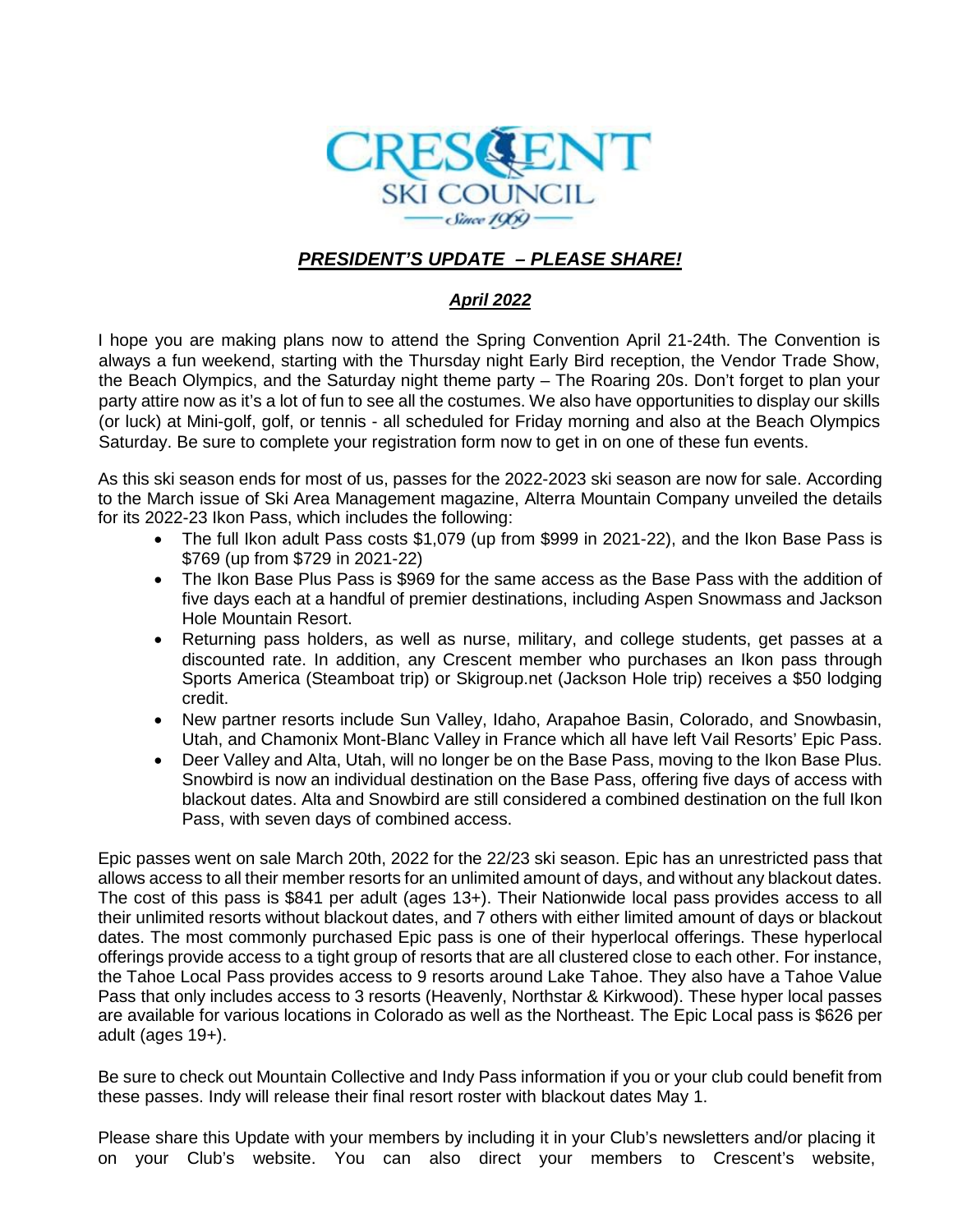CRESCENT SKI COUNCIL

Since 1969

## ***PRESIDENT'S UPDATE – PLEASE SHARE!***

### ***April 2022***

I hope you are making plans now to attend the Spring Convention April 21-24th. The Convention is always a fun weekend, starting with the Thursday night Early Bird reception, the Vendor Trade Show, the Beach Olympics, and the Saturday night theme party – The Roaring 20s. Don't forget to plan your party attire now as it's a lot of fun to see all the costumes. We also have opportunities to display our skills (or luck) at Mini-golf, golf, or tennis - all scheduled for Friday morning and also at the Beach Olympics Saturday. Be sure to complete your registration form now to get in on one of these fun events.

As this ski season ends for most of us, passes for the 2022-2023 ski season are now for sale. According to the March issue of Ski Area Management magazine, Alterra Mountain Company unveiled the details for its 2022-23 Ikon Pass, which includes the following:

- The full Ikon adult Pass costs $1,079 (up from $999 in 2021-22), and the Ikon Base Pass is $769 (up from $729 in 2021-22)
- The Ikon Base Plus Pass is $969 for the same access as the Base Pass with the addition of five days each at a handful of premier destinations, including Aspen Snowmass and Jackson Hole Mountain Resort.
- Returning pass holders, as well as nurse, military, and college students, get passes at a discounted rate. In addition, any Crescent member who purchases an Ikon pass through Sports America (Steamboat trip) or Skigroup.net (Jackson Hole trip) receives a $50 lodging credit.
- New partner resorts include Sun Valley, Idaho, Arapahoe Basin, Colorado, and Snowbasin, Utah, and Chamonix Mont-Blanc Valley in France which all have left Vail Resorts' Epic Pass.
- Deer Valley and Alta, Utah, will no longer be on the Base Pass, moving to the Ikon Base Plus. Snowbird is now an individual destination on the Base Pass, offering five days of access with blackout dates. Alta and Snowbird are still considered a combined destination on the full Ikon Pass, with seven days of combined access.

Epic passes went on sale March 20th, 2022 for the 22/23 ski season. Epic has an unrestricted pass that allows access to all their member resorts for an unlimited amount of days, and without any blackout dates. The cost of this pass is $841 per adult (ages 13+). Their Nationwide local pass provides access to all their unlimited resorts without blackout dates, and 7 others with either limited amount of days or blackout dates. The most commonly purchased Epic pass is one of their hyperlocal offerings. These hyperlocal offerings provide access to a tight group of resorts that are all clustered close to each other. For instance, the Tahoe Local Pass provides access to 9 resorts around Lake Tahoe. They also have a Tahoe Value Pass that only includes access to 3 resorts (Heavenly, Northstar & Kirkwood). These hyper local passes are available for various locations in Colorado as well as the Northeast. The Epic Local pass is $626 per adult (ages 19+).

Be sure to check out Mountain Collective and Indy Pass information if you or your club could benefit from these passes. Indy will release their final resort roster with blackout dates May 1.

Please share this Update with your members by including it in your Club's newsletters and/or placing it on your Club's website. You can also direct your members to Crescent's website,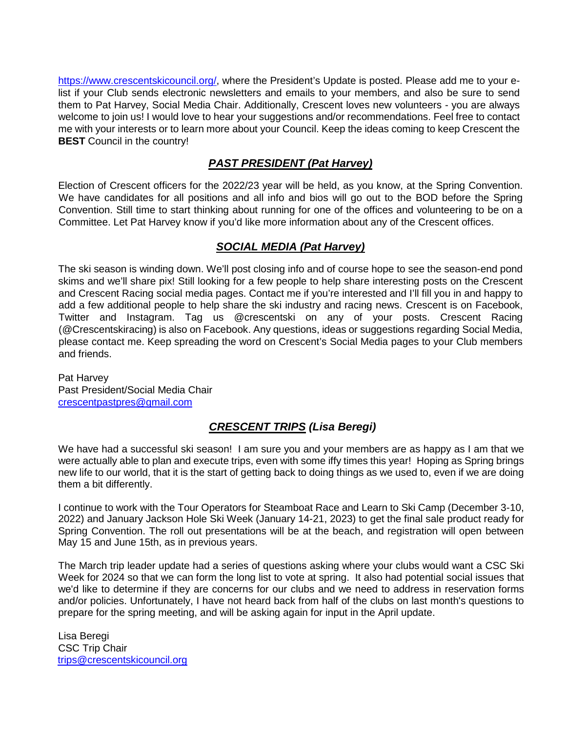https://www.crescentskicouncil.org/, where the President's Update is posted. Please add me to your e-list if your Club sends electronic newsletters and emails to your members, and also be sure to send them to Pat Harvey, Social Media Chair. Additionally, Crescent loves new volunteers - you are always welcome to join us! I would love to hear your suggestions and/or recommendations. Feel free to contact me with your interests or to learn more about your Council. Keep the ideas coming to keep Crescent the **BEST** Council in the country!

## ***PAST PRESIDENT (Pat Harvey)***

Election of Crescent officers for the 2022/23 year will be held, as you know, at the Spring Convention. We have candidates for all positions and all info and bios will go out to the BOD before the Spring Convention. Still time to start thinking about running for one of the offices and volunteering to be on a Committee. Let Pat Harvey know if you'd like more information about any of the Crescent offices.

## ***SOCIAL MEDIA (Pat Harvey)***

The ski season is winding down. We'll post closing info and of course hope to see the season-end pond skims and we'll share pix! Still looking for a few people to help share interesting posts on the Crescent and Crescent Racing social media pages. Contact me if you're interested and I'll fill you in and happy to add a few additional people to help share the ski industry and racing news. Crescent is on Facebook, Twitter and Instagram. Tag us @crescentski on any of your posts. Crescent Racing (@Crescentskiracing) is also on Facebook. Any questions, ideas or suggestions regarding Social Media, please contact me. Keep spreading the word on Crescent's Social Media pages to your Club members and friends.

Pat Harvey
Past President/Social Media Chair
crescentpastpres@gmail.com

## ***CRESCENT TRIPS (Lisa Beregi)***

We have had a successful ski season! I am sure you and your members are as happy as I am that we were actually able to plan and execute trips, even with some iffy times this year! Hoping as Spring brings new life to our world, that it is the start of getting back to doing things as we used to, even if we are doing them a bit differently.

I continue to work with the Tour Operators for Steamboat Race and Learn to Ski Camp (December 3-10, 2022) and January Jackson Hole Ski Week (January 14-21, 2023) to get the final sale product ready for Spring Convention. The roll out presentations will be at the beach, and registration will open between May 15 and June 15th, as in previous years.

The March trip leader update had a series of questions asking where your clubs would want a CSC Ski Week for 2024 so that we can form the long list to vote at spring. It also had potential social issues that we'd like to determine if they are concerns for our clubs and we need to address in reservation forms and/or policies. Unfortunately, I have not heard back from half of the clubs on last month's questions to prepare for the spring meeting, and will be asking again for input in the April update.

Lisa Beregi
CSC Trip Chair
trips@crescentskicouncil.org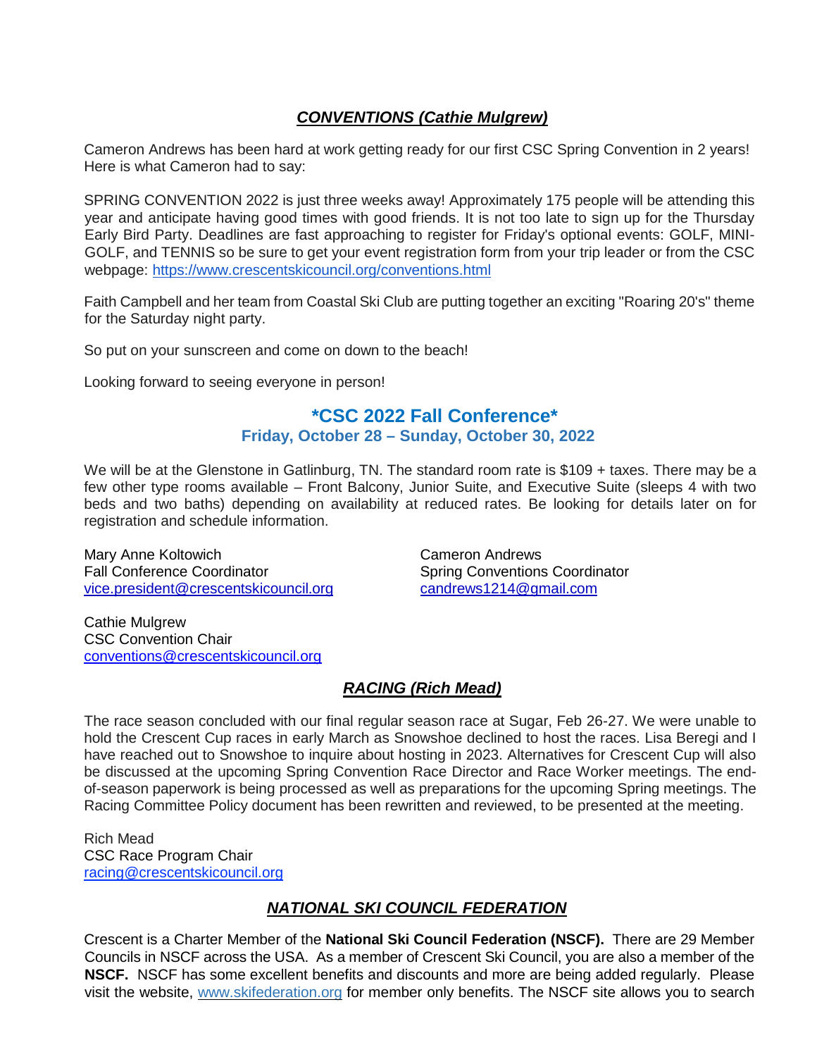## ***CONVENTIONS (Cathie Mulgrew)***

Cameron Andrews has been hard at work getting ready for our first CSC Spring Convention in 2 years! Here is what Cameron had to say:

SPRING CONVENTION 2022 is just three weeks away! Approximately 175 people will be attending this year and anticipate having good times with good friends. It is not too late to sign up for the Thursday Early Bird Party. Deadlines are fast approaching to register for Friday's optional events: GOLF, MINI-GOLF, and TENNIS so be sure to get your event registration form from your trip leader or from the CSC webpage: [https://www.crescentskicouncil.org/conventions.html](https://www.crescentskicouncil.org/conventions.html)

Faith Campbell and her team from Coastal Ski Club are putting together an exciting "Roaring 20's" theme for the Saturday night party.

So put on your sunscreen and come on down to the beach!

Looking forward to seeing everyone in person!

### **\*CSC 2022 Fall Conference\***

**Friday, October 28 – Sunday, October 30, 2022**

We will be at the Glenstone in Gatlinburg, TN. The standard room rate is $109 + taxes. There may be a few other type rooms available – Front Balcony, Junior Suite, and Executive Suite (sleeps 4 with two beds and two baths) depending on availability at reduced rates. Be looking for details later on for registration and schedule information.

Mary Anne Koltowich
Fall Conference Coordinator
[vice.president@crescentskicouncil.org](mailto:vice.president@crescentskicouncil.org)

Cameron Andrews
Spring Conventions Coordinator
[candrews1214@gmail.com](mailto:candrews1214@gmail.com)

Cathie Mulgrew
CSC Convention Chair
[conventions@crescentskicouncil.org](mailto:conventions@crescentskicouncil.org)

## ***RACING (Rich Mead)***

The race season concluded with our final regular season race at Sugar, Feb 26-27. We were unable to hold the Crescent Cup races in early March as Snowshoe declined to host the races. Lisa Beregi and I have reached out to Snowshoe to inquire about hosting in 2023. Alternatives for Crescent Cup will also be discussed at the upcoming Spring Convention Race Director and Race Worker meetings. The end-of-season paperwork is being processed as well as preparations for the upcoming Spring meetings. The Racing Committee Policy document has been rewritten and reviewed, to be presented at the meeting.

Rich Mead
CSC Race Program Chair
[racing@crescentskicouncil.org](mailto:racing@crescentskicouncil.org)

## ***NATIONAL SKI COUNCIL FEDERATION***

Crescent is a Charter Member of the **National Ski Council Federation (NSCF).** There are 29 Member Councils in NSCF across the USA. As a member of Crescent Ski Council, you are also a member of the **NSCF.** NSCF has some excellent benefits and discounts and more are being added regularly. Please visit the website, [www.skifederation.org](http://www.skifederation.org) for member only benefits. The NSCF site allows you to search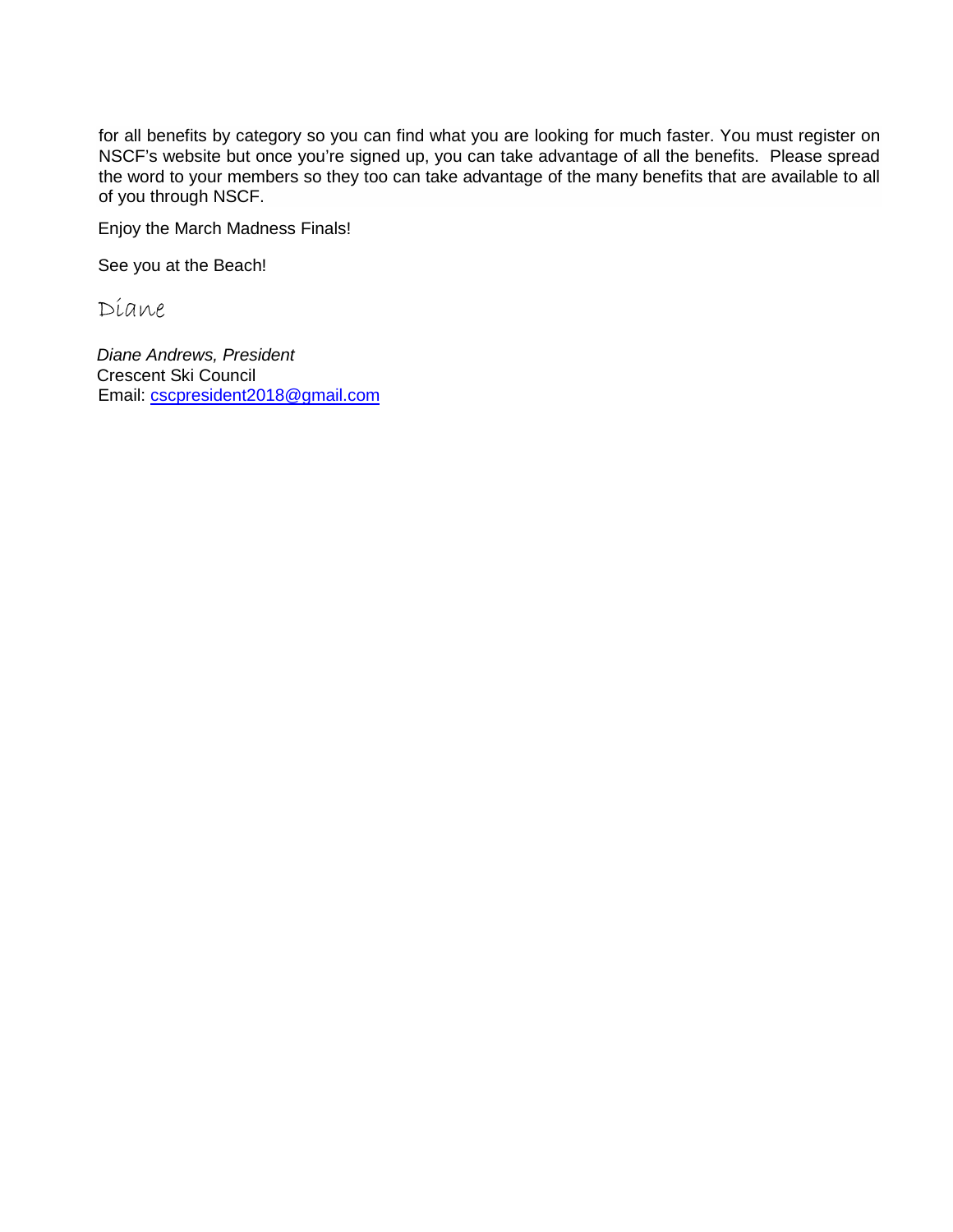for all benefits by category so you can find what you are looking for much faster. You must register on NSCF's website but once you're signed up, you can take advantage of all the benefits. Please spread the word to your members so they too can take advantage of the many benefits that are available to all of you through NSCF.

Enjoy the March Madness Finals!

See you at the Beach!

Diane

*Diane Andrews, President*
Crescent Ski Council
Email: cscpresident2018@gmail.com